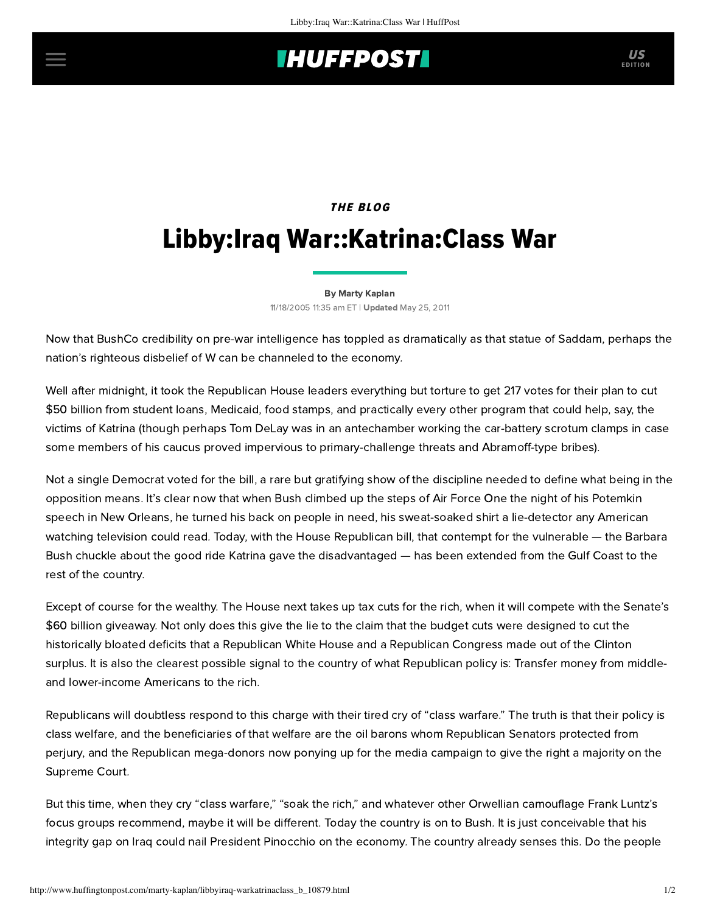*THE BLOG*

# Libby:Iraq War::Katrina:Class War

By Marty Kaplan

11/18/2005 11:35 am ET | **Updated** May 25, 2011

Now that BushCo credibility on pre-war intelligence has toppled as dramatically as that statue of Saddam, perhaps the nation's righteous disbelief of W can be channeled to the economy.

Well after midnight, it took the Republican House leaders everything but torture to get 217 votes for their plan to cut $50 billion from student loans, Medicaid, food stamps, and practically every other program that could help, say, the victims of Katrina (though perhaps Tom DeLay was in an antechamber working the car-battery scrotum clamps in case some members of his caucus proved impervious to primary-challenge threats and Abramoff-type bribes).

Not a single Democrat voted for the bill, a rare but gratifying show of the discipline needed to define what being in the opposition means. It's clear now that when Bush climbed up the steps of Air Force One the night of his Potemkin speech in New Orleans, he turned his back on people in need, his sweat-soaked shirt a lie-detector any American watching television could read. Today, with the House Republican bill, that contempt for the vulnerable — the Barbara Bush chuckle about the good ride Katrina gave the disadvantaged — has been extended from the Gulf Coast to the rest of the country.

Except of course for the wealthy. The House next takes up tax cuts for the rich, when it will compete with the Senate's $60 billion giveaway. Not only does this give the lie to the claim that the budget cuts were designed to cut the historically bloated deficits that a Republican White House and a Republican Congress made out of the Clinton surplus. It is also the clearest possible signal to the country of what Republican policy is: Transfer money from middle- and lower-income Americans to the rich.

Republicans will doubtless respond to this charge with their tired cry of "class warfare." The truth is that their policy is class welfare, and the beneficiaries of that welfare are the oil barons whom Republican Senators protected from perjury, and the Republican mega-donors now ponying up for the media campaign to give the right a majority on the Supreme Court.

But this time, when they cry "class warfare," "soak the rich," and whatever other Orwellian camouflage Frank Luntz's focus groups recommend, maybe it will be different. Today the country is on to Bush. It is just conceivable that his integrity gap on Iraq could nail President Pinocchio on the economy. The country already senses this. Do the people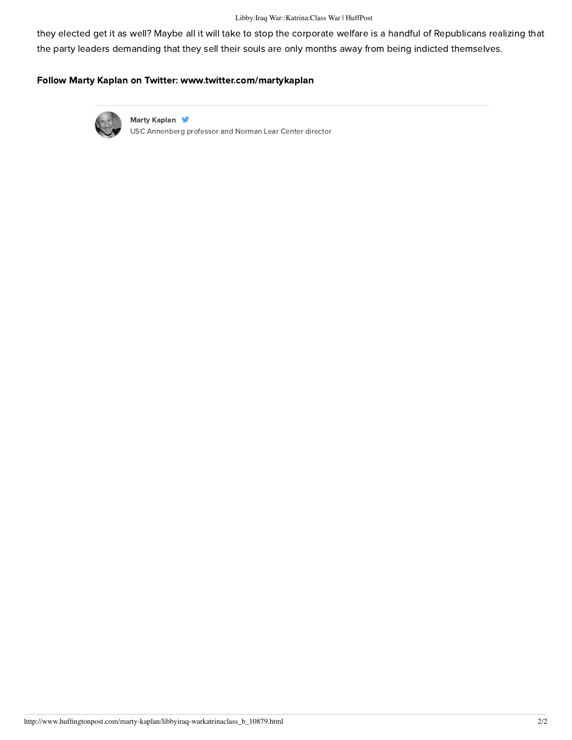they elected get it as well? Maybe all it will take to stop the corporate welfare is a handful of Republicans realizing that the party leaders demanding that they sell their souls are only months away from being indicted themselves.

**Follow Marty Kaplan on Twitter: www.twitter.com/martykaplan**

---

**Marty Kaplan**
USC Annenberg professor and Norman Lear Center director